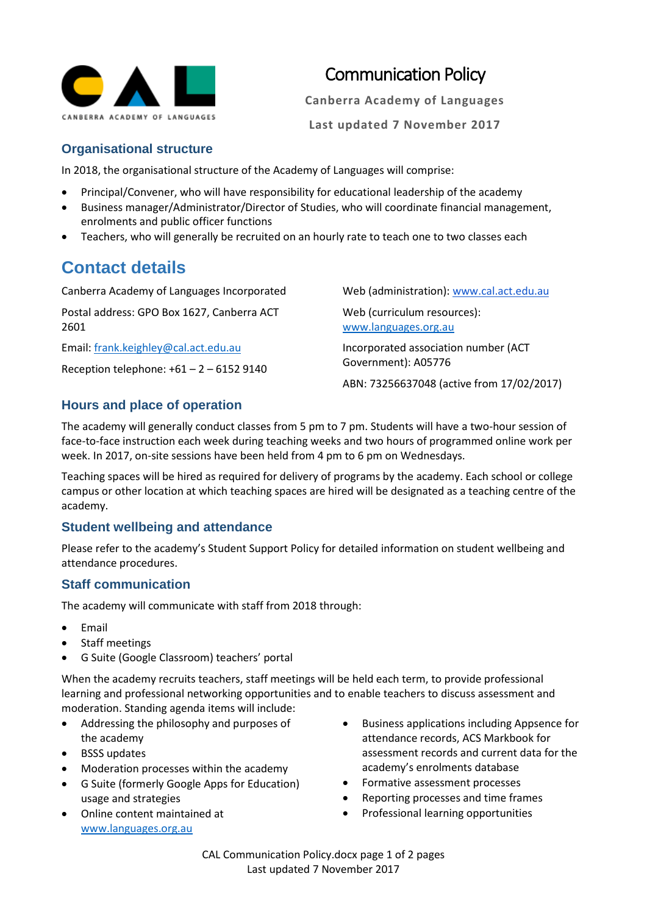CANBERRA ACADEMY OF LANGUAGES

# Communication Policy

**Canberra Academy of Languages**

**Last updated 7 November 2017**

## Organisational structure

In 2018, the organisational structure of the Academy of Languages will comprise:

- Principal/Convener, who will have responsibility for educational leadership of the academy
- Business manager/Administrator/Director of Studies, who will coordinate financial management, enrolments and public officer functions
- Teachers, who will generally be recruited on an hourly rate to teach one to two classes each

# Contact details

Canberra Academy of Languages Incorporated

Postal address: GPO Box 1627, Canberra ACT 2601

Email: frank.keighley@cal.act.edu.au

Reception telephone: +61 – 2 – 6152 9140

Web (administration): www.cal.act.edu.au

Web (curriculum resources): www.languages.org.au

Incorporated association number (ACT Government): A05776

ABN: 73256637048 (active from 17/02/2017)

## Hours and place of operation

The academy will generally conduct classes from 5 pm to 7 pm. Students will have a two-hour session of face-to-face instruction each week during teaching weeks and two hours of programmed online work per week. In 2017, on-site sessions have been held from 4 pm to 6 pm on Wednesdays.

Teaching spaces will be hired as required for delivery of programs by the academy. Each school or college campus or other location at which teaching spaces are hired will be designated as a teaching centre of the academy.

## Student wellbeing and attendance

Please refer to the academy's Student Support Policy for detailed information on student wellbeing and attendance procedures.

## Staff communication

The academy will communicate with staff from 2018 through:

- Email
- Staff meetings
- G Suite (Google Classroom) teachers' portal

When the academy recruits teachers, staff meetings will be held each term, to provide professional learning and professional networking opportunities and to enable teachers to discuss assessment and moderation. Standing agenda items will include:

- Addressing the philosophy and purposes of the academy
- BSSS updates
- Moderation processes within the academy
- G Suite (formerly Google Apps for Education) usage and strategies
- Online content maintained at www.languages.org.au
- Business applications including Appsence for attendance records, ACS Markbook for assessment records and current data for the academy's enrolments database
- Formative assessment processes
- Reporting processes and time frames
- Professional learning opportunities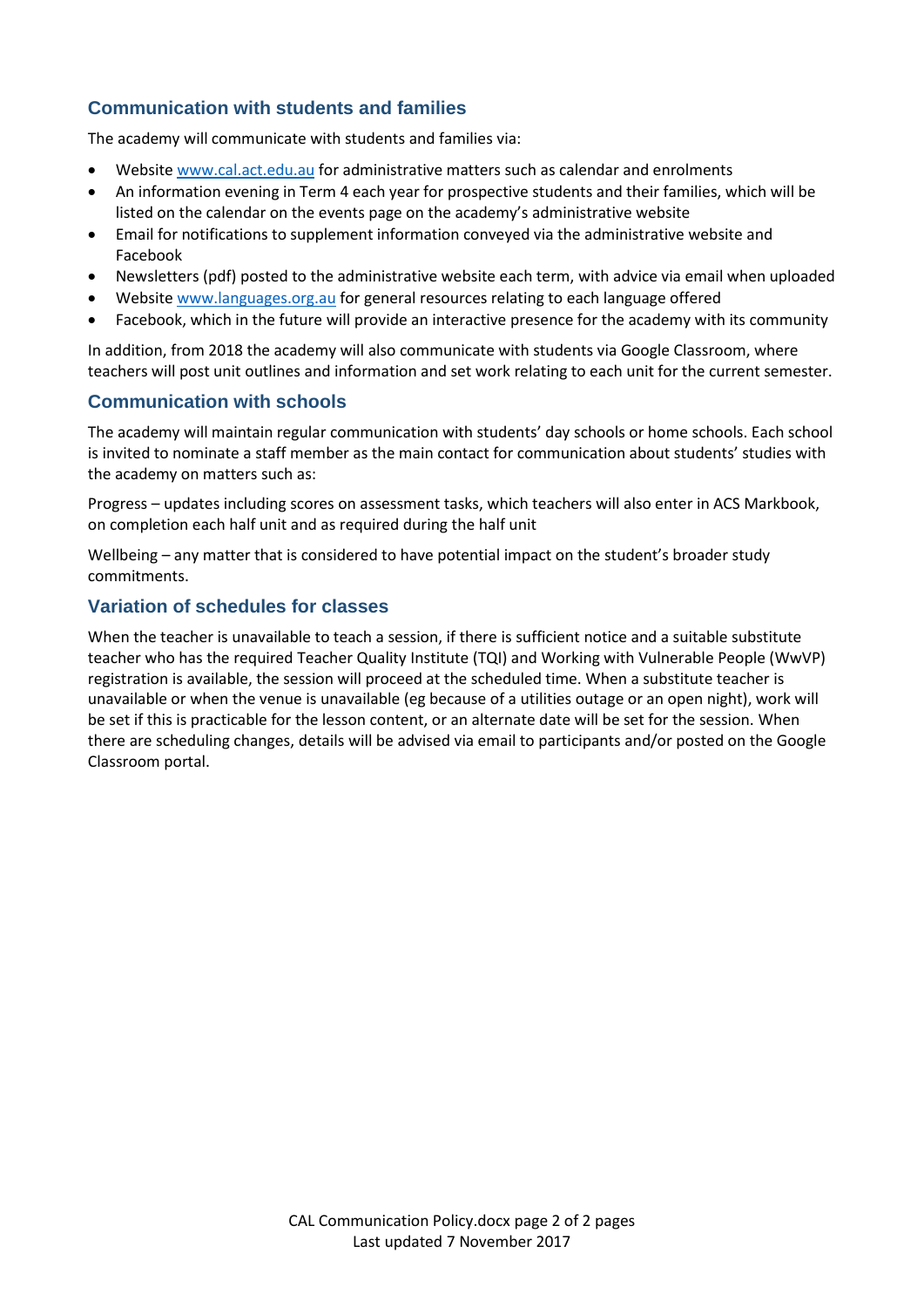## Communication with students and families

The academy will communicate with students and families via:

- Website www.cal.act.edu.au for administrative matters such as calendar and enrolments
- An information evening in Term 4 each year for prospective students and their families, which will be listed on the calendar on the events page on the academy's administrative website
- Email for notifications to supplement information conveyed via the administrative website and Facebook
- Newsletters (pdf) posted to the administrative website each term, with advice via email when uploaded
- Website www.languages.org.au for general resources relating to each language offered
- Facebook, which in the future will provide an interactive presence for the academy with its community

In addition, from 2018 the academy will also communicate with students via Google Classroom, where teachers will post unit outlines and information and set work relating to each unit for the current semester.

## Communication with schools

The academy will maintain regular communication with students' day schools or home schools. Each school is invited to nominate a staff member as the main contact for communication about students' studies with the academy on matters such as:

Progress – updates including scores on assessment tasks, which teachers will also enter in ACS Markbook, on completion each half unit and as required during the half unit

Wellbeing – any matter that is considered to have potential impact on the student's broader study commitments.

## Variation of schedules for classes

When the teacher is unavailable to teach a session, if there is sufficient notice and a suitable substitute teacher who has the required Teacher Quality Institute (TQI) and Working with Vulnerable People (WwVP) registration is available, the session will proceed at the scheduled time. When a substitute teacher is unavailable or when the venue is unavailable (eg because of a utilities outage or an open night), work will be set if this is practicable for the lesson content, or an alternate date will be set for the session. When there are scheduling changes, details will be advised via email to participants and/or posted on the Google Classroom portal.

CAL Communication Policy.docx

Last updated 7 November 2017